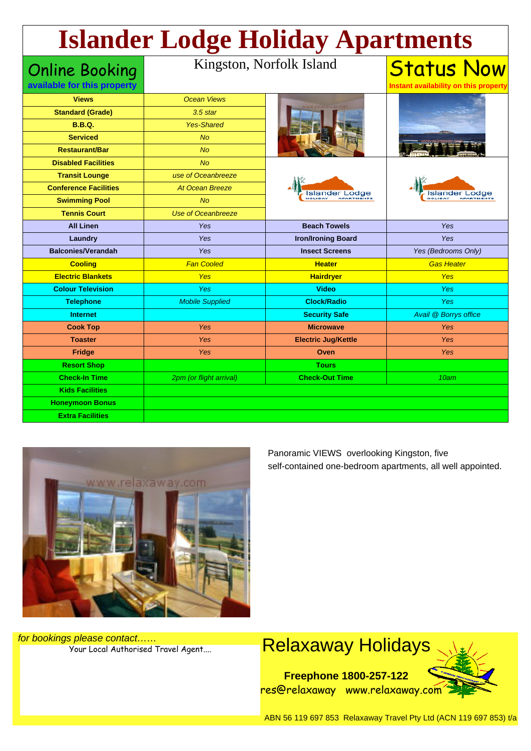# Islander Lodge Holiday Apartments

**Online Booking**
**available for this property**

Kingston, Norfolk Island

**Status Now**
**Instant availability on this property**

| | | | |
|---|---|---|---|
| **Views** | *Ocean Views* | | |
| **Standard (Grade)** | *3.5 star* | | |
| **B.B.Q.** | *Yes-Shared* | | |
| **Serviced** | *No* | | |
| **Restaurant/Bar** | *No* | | |
| **Disabled Facilities** | *No* | | |
| **Transit Lounge** | *use of Oceanbreeze* | | |
| **Conference Facilities** | *At Ocean Breeze* | | |
| **Swimming Pool** | *No* | | |
| **Tennis Court** | *Use of Oceanbreeze* | | |
| **All Linen** | *Yes* | **Beach Towels** | *Yes* |
| **Laundry** | *Yes* | **Iron/Ironing Board** | *Yes* |
| **Balconies/Verandah** | *Yes* | **Insect Screens** | *Yes (Bedrooms Only)* |
| **Cooling** | *Fan Cooled* | **Heater** | *Gas Heater* |
| **Electric Blankets** | *Yes* | **Hairdryer** | *Yes* |
| **Colour Television** | *Yes* | **Video** | *Yes* |
| **Telephone** | *Mobile Supplied* | **Clock/Radio** | *Yes* |
| **Internet** | | **Security Safe** | *Avail @ Borrys office* |
| **Cook Top** | *Yes* | **Microwave** | *Yes* |
| **Toaster** | *Yes* | **Electric Jug/Kettle** | *Yes* |
| **Fridge** | *Yes* | **Oven** | *Yes* |
| **Resort Shop** | | **Tours** | |
| **Check-In Time** | *2pm (or flight arrival)* | **Check-Out Time** | *10am* |
| **Kids Facilities** | | | |
| **Honeymoon Bonus** | | | |
| **Extra Facilities** | | | |

Panoramic VIEWS overlooking Kingston, five self-contained one-bedroom apartments, all well appointed.

*for bookings please contact……*

Your Local Authorised Travel Agent....

Relaxaway Holidays

**Freephone 1800-257-122**

res@relaxaway www.relaxaway.com

ABN 56 119 697 853 Relaxaway Travel Pty Ltd (ACN 119 697 853) t/a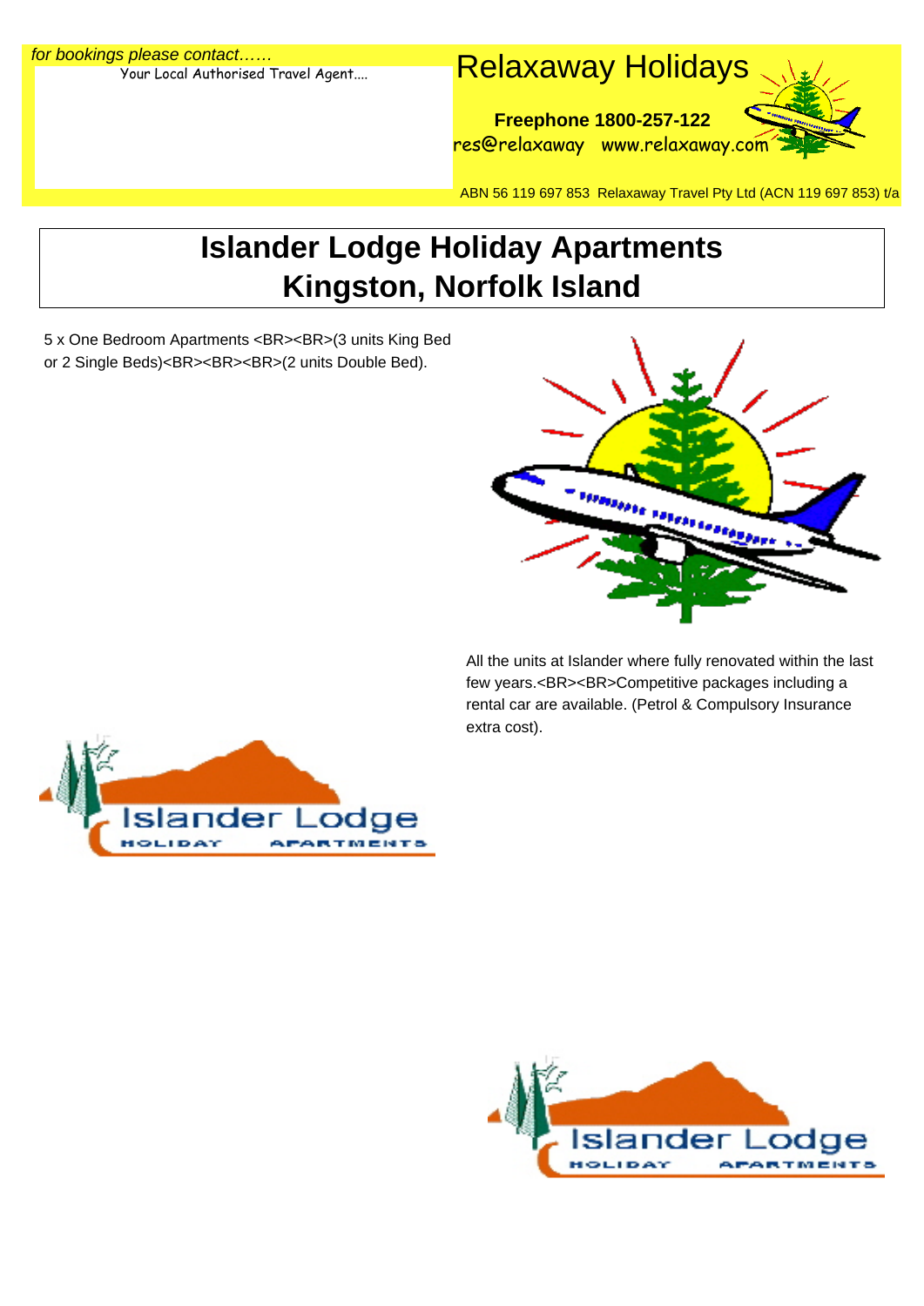*for bookings please contact……*

Your Local Authorised Travel Agent....

Relaxaway Holidays

**Freephone 1800-257-122**

res@relaxaway www.relaxaway.com

ABN 56 119 697 853 Relaxaway Travel Pty Ltd (ACN 119 697 853) t/a

# Islander Lodge Holiday Apartments Kingston, Norfolk Island

5 x One Bedroom Apartments <BR><BR>(3 units King Bed or 2 Single Beds)<BR><BR><BR>(2 units Double Bed).

All the units at Islander where fully renovated within the last few years.<BR><BR>Competitive packages including a rental car are available. (Petrol & Compulsory Insurance extra cost).